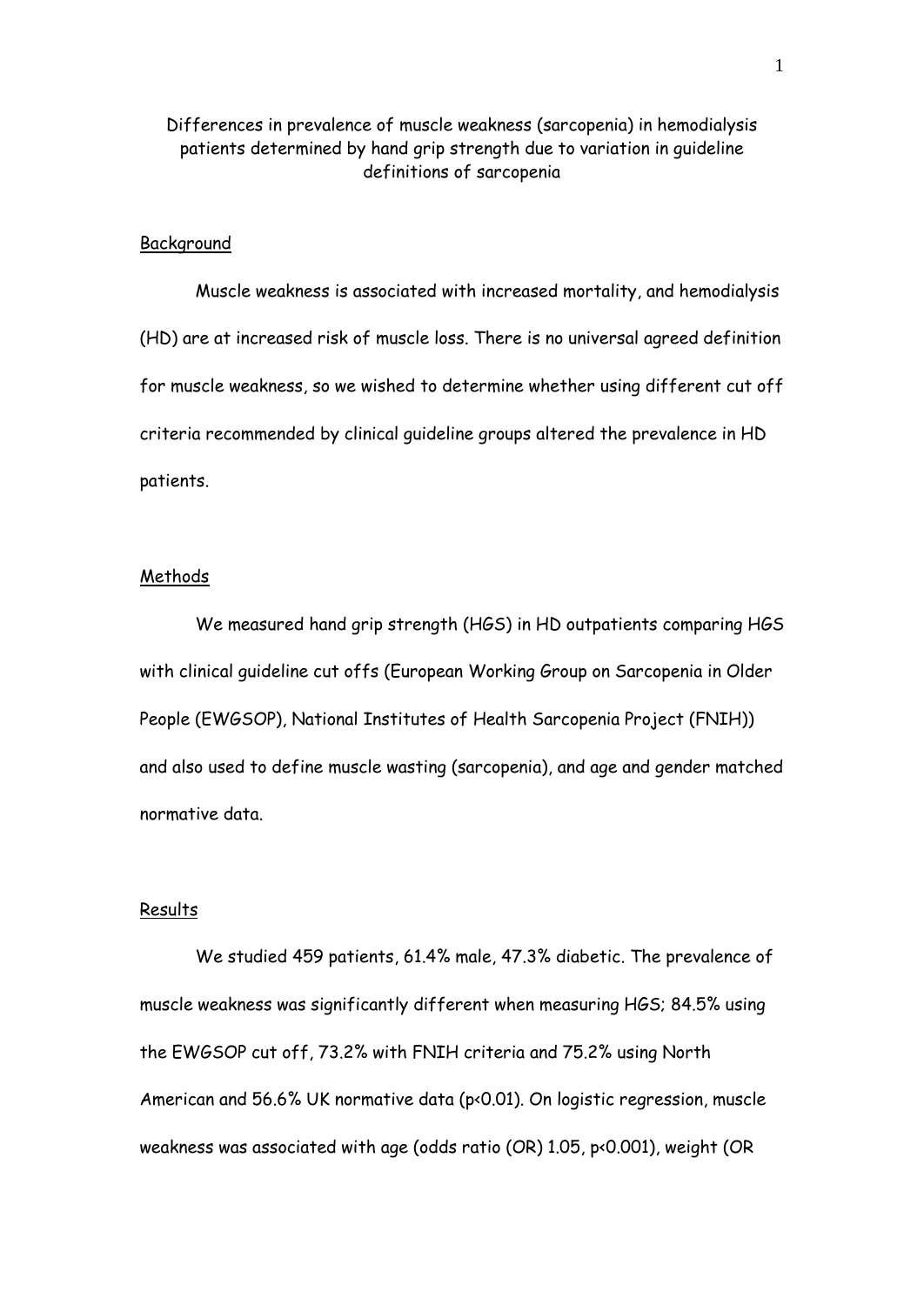# Differences in prevalence of muscle weakness (sarcopenia) in hemodialysis patients determined by hand grip strength due to variation in guideline definitions of sarcopenia

## Background

Muscle weakness is associated with increased mortality, and hemodialysis (HD) are at increased risk of muscle loss. There is no universal agreed definition for muscle weakness, so we wished to determine whether using different cut off criteria recommended by clinical guideline groups altered the prevalence in HD patients.

## Methods

We measured hand grip strength (HGS) in HD outpatients comparing HGS with clinical guideline cut offs (European Working Group on Sarcopenia in Older People (EWGSOP), National Institutes of Health Sarcopenia Project (FNIH)) and also used to define muscle wasting (sarcopenia), and age and gender matched normative data.

## Results

We studied 459 patients, 61.4% male, 47.3% diabetic. The prevalence of muscle weakness was significantly different when measuring HGS; 84.5% using the EWGSOP cut off, 73.2% with FNIH criteria and 75.2% using North American and 56.6% UK normative data ($p<0.01$). On logistic regression, muscle weakness was associated with age (odds ratio (OR) 1.05, $p<0.001$), weight (OR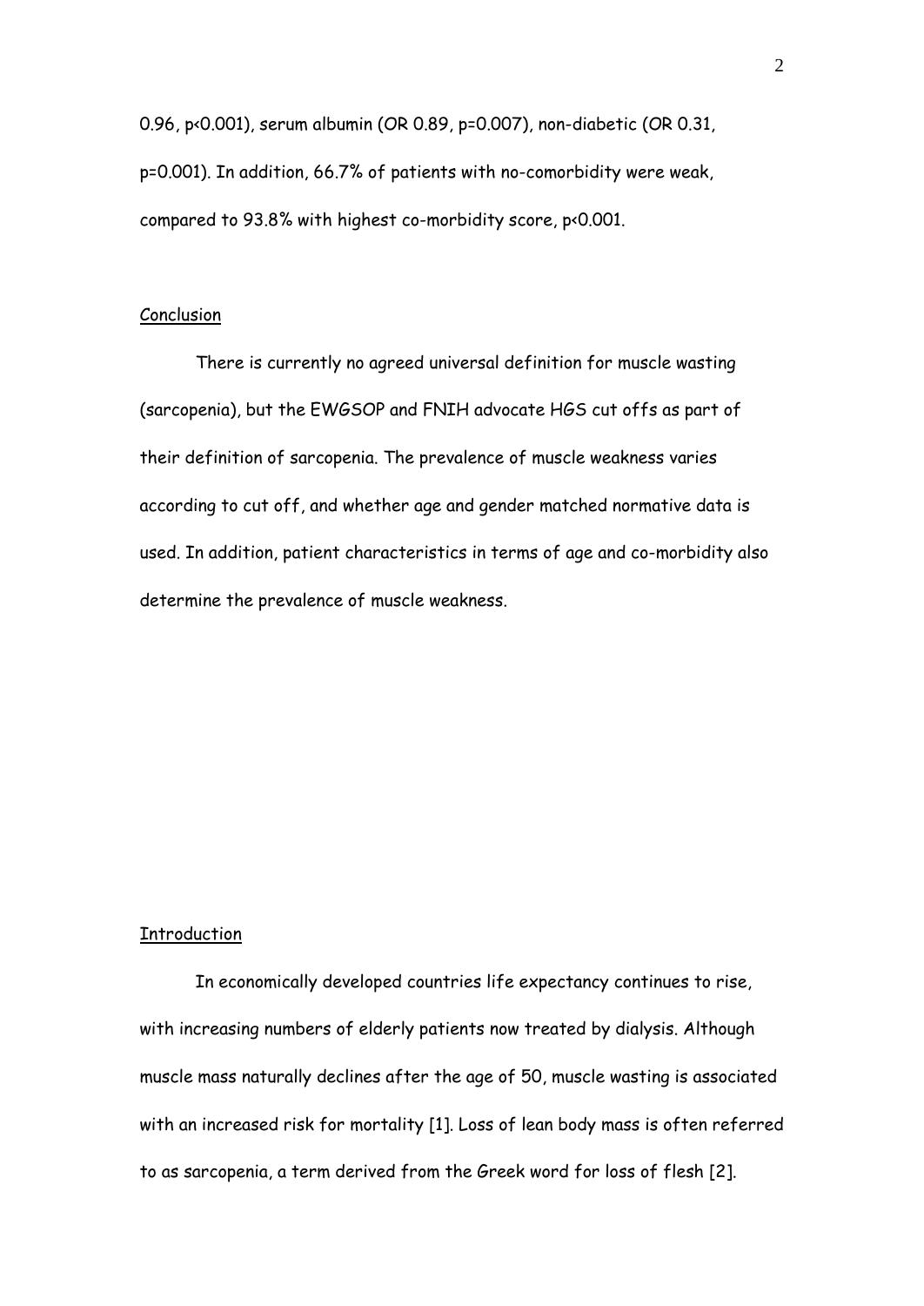0.96, p<0.001), serum albumin (OR 0.89, p=0.007), non-diabetic (OR 0.31, p=0.001). In addition, 66.7% of patients with no-comorbidity were weak, compared to 93.8% with highest co-morbidity score, p<0.001.

## Conclusion

There is currently no agreed universal definition for muscle wasting (sarcopenia), but the EWGSOP and FNIH advocate HGS cut offs as part of their definition of sarcopenia. The prevalence of muscle weakness varies according to cut off, and whether age and gender matched normative data is used. In addition, patient characteristics in terms of age and co-morbidity also determine the prevalence of muscle weakness.

## Introduction

In economically developed countries life expectancy continues to rise, with increasing numbers of elderly patients now treated by dialysis. Although muscle mass naturally declines after the age of 50, muscle wasting is associated with an increased risk for mortality [1]. Loss of lean body mass is often referred to as sarcopenia, a term derived from the Greek word for loss of flesh [2].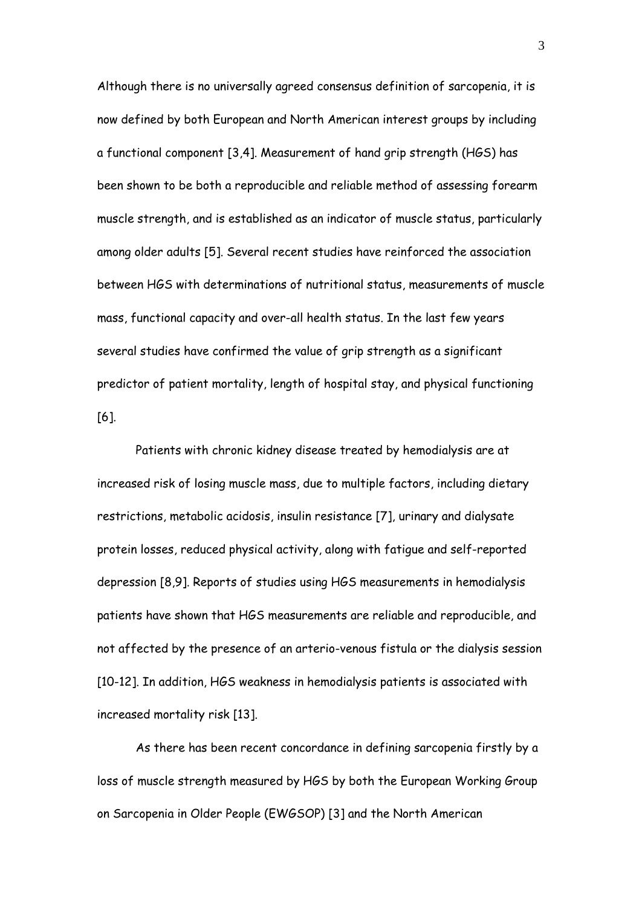Although there is no universally agreed consensus definition of sarcopenia, it is now defined by both European and North American interest groups by including a functional component [3,4]. Measurement of hand grip strength (HGS) has been shown to be both a reproducible and reliable method of assessing forearm muscle strength, and is established as an indicator of muscle status, particularly among older adults [5]. Several recent studies have reinforced the association between HGS with determinations of nutritional status, measurements of muscle mass, functional capacity and over-all health status. In the last few years several studies have confirmed the value of grip strength as a significant predictor of patient mortality, length of hospital stay, and physical functioning [6].

Patients with chronic kidney disease treated by hemodialysis are at increased risk of losing muscle mass, due to multiple factors, including dietary restrictions, metabolic acidosis, insulin resistance [7], urinary and dialysate protein losses, reduced physical activity, along with fatigue and self-reported depression [8,9]. Reports of studies using HGS measurements in hemodialysis patients have shown that HGS measurements are reliable and reproducible, and not affected by the presence of an arterio-venous fistula or the dialysis session [10-12]. In addition, HGS weakness in hemodialysis patients is associated with increased mortality risk [13].

As there has been recent concordance in defining sarcopenia firstly by a loss of muscle strength measured by HGS by both the European Working Group on Sarcopenia in Older People (EWGSOP) [3] and the North American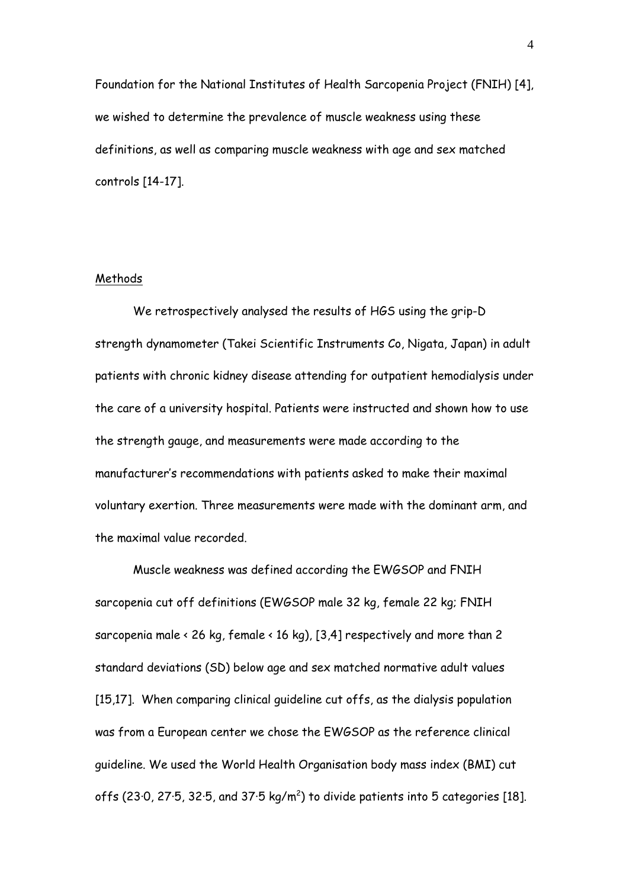Foundation for the National Institutes of Health Sarcopenia Project (FNIH) [4], we wished to determine the prevalence of muscle weakness using these definitions, as well as comparing muscle weakness with age and sex matched controls [14-17].

## Methods

We retrospectively analysed the results of HGS using the grip-D strength dynamometer (Takei Scientific Instruments Co, Nigata, Japan) in adult patients with chronic kidney disease attending for outpatient hemodialysis under the care of a university hospital. Patients were instructed and shown how to use the strength gauge, and measurements were made according to the manufacturer's recommendations with patients asked to make their maximal voluntary exertion. Three measurements were made with the dominant arm, and the maximal value recorded.

Muscle weakness was defined according the EWGSOP and FNIH sarcopenia cut off definitions (EWGSOP male 32 kg, female 22 kg; FNIH sarcopenia male < 26 kg, female < 16 kg), [3,4] respectively and more than 2 standard deviations (SD) below age and sex matched normative adult values [15,17]. When comparing clinical guideline cut offs, as the dialysis population was from a European center we chose the EWGSOP as the reference clinical guideline. We used the World Health Organisation body mass index (BMI) cut offs (23·0, 27·5, 32·5, and 37·5 kg/m$^2$) to divide patients into 5 categories [18].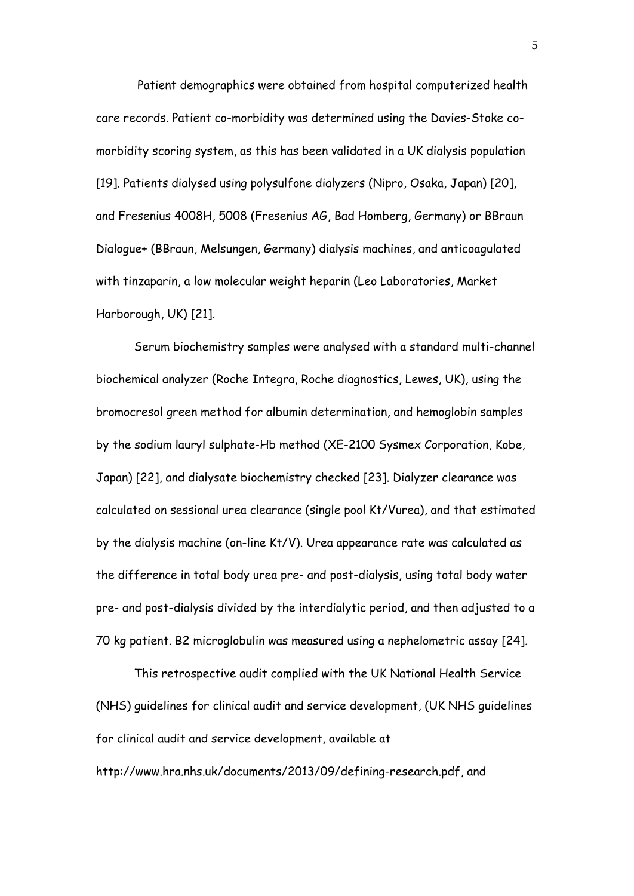Patient demographics were obtained from hospital computerized health care records. Patient co-morbidity was determined using the Davies-Stoke co-morbidity scoring system, as this has been validated in a UK dialysis population [19]. Patients dialysed using polysulfone dialyzers (Nipro, Osaka, Japan) [20], and Fresenius 4008H, 5008 (Fresenius AG, Bad Homberg, Germany) or BBraun Dialogue+ (BBraun, Melsungen, Germany) dialysis machines, and anticoagulated with tinzaparin, a low molecular weight heparin (Leo Laboratories, Market Harborough, UK) [21].

Serum biochemistry samples were analysed with a standard multi-channel biochemical analyzer (Roche Integra, Roche diagnostics, Lewes, UK), using the bromocresol green method for albumin determination, and hemoglobin samples by the sodium lauryl sulphate-Hb method (XE-2100 Sysmex Corporation, Kobe, Japan) [22], and dialysate biochemistry checked [23]. Dialyzer clearance was calculated on sessional urea clearance (single pool Kt/Vurea), and that estimated by the dialysis machine (on-line Kt/V). Urea appearance rate was calculated as the difference in total body urea pre- and post-dialysis, using total body water pre- and post-dialysis divided by the interdialytic period, and then adjusted to a 70 kg patient. B2 microglobulin was measured using a nephelometric assay [24].

This retrospective audit complied with the UK National Health Service (NHS) guidelines for clinical audit and service development, (UK NHS guidelines for clinical audit and service development, available at http://www.hra.nhs.uk/documents/2013/09/defining-research.pdf, and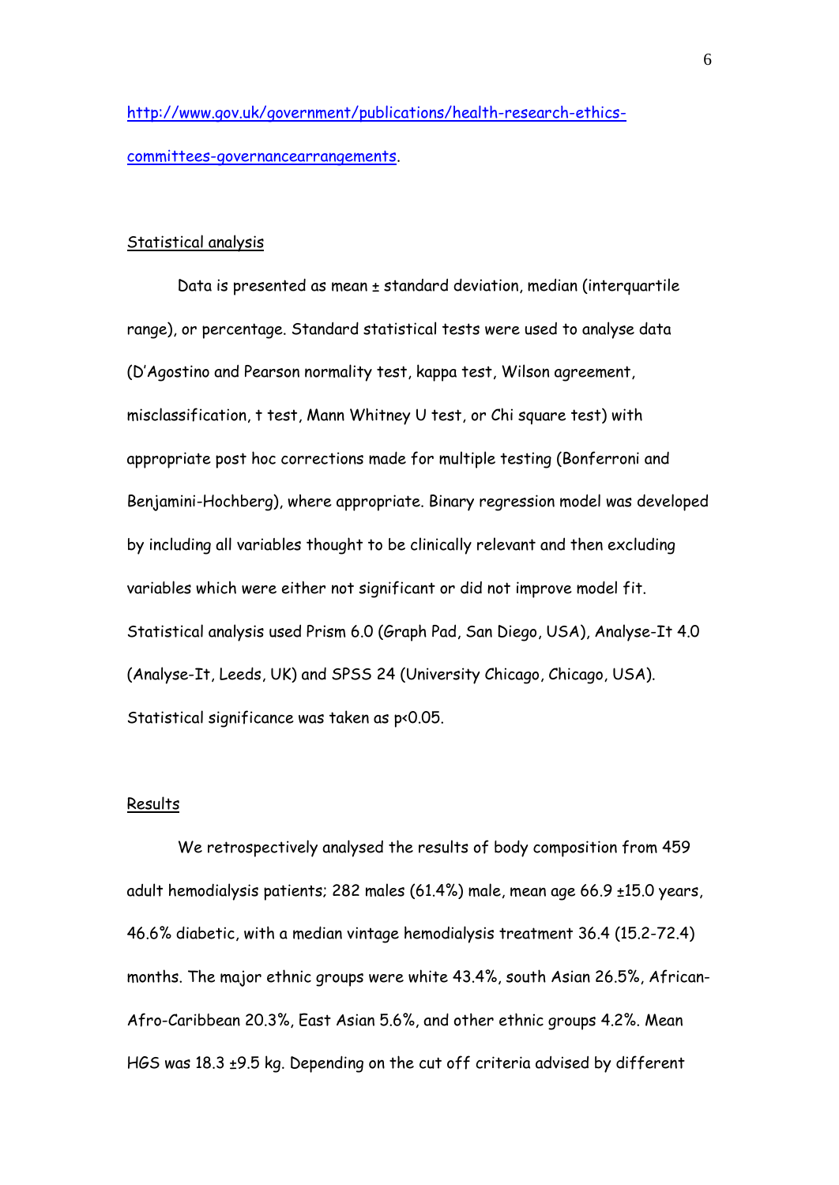http://www.gov.uk/government/publications/health-research-ethics-committees-governancearrangements.

## Statistical analysis

Data is presented as mean ± standard deviation, median (interquartile range), or percentage. Standard statistical tests were used to analyse data (D'Agostino and Pearson normality test, kappa test, Wilson agreement, misclassification, t test, Mann Whitney U test, or Chi square test) with appropriate post hoc corrections made for multiple testing (Bonferroni and Benjamini-Hochberg), where appropriate. Binary regression model was developed by including all variables thought to be clinically relevant and then excluding variables which were either not significant or did not improve model fit. Statistical analysis used Prism 6.0 (Graph Pad, San Diego, USA), Analyse-It 4.0 (Analyse-It, Leeds, UK) and SPSS 24 (University Chicago, Chicago, USA). Statistical significance was taken as $p<0.05$.

## Results

We retrospectively analysed the results of body composition from 459 adult hemodialysis patients; 282 males (61.4%) male, mean age 66.9 ±15.0 years, 46.6% diabetic, with a median vintage hemodialysis treatment 36.4 (15.2-72.4) months. The major ethnic groups were white 43.4%, south Asian 26.5%, African-Afro-Caribbean 20.3%, East Asian 5.6%, and other ethnic groups 4.2%. Mean HGS was 18.3 ±9.5 kg. Depending on the cut off criteria advised by different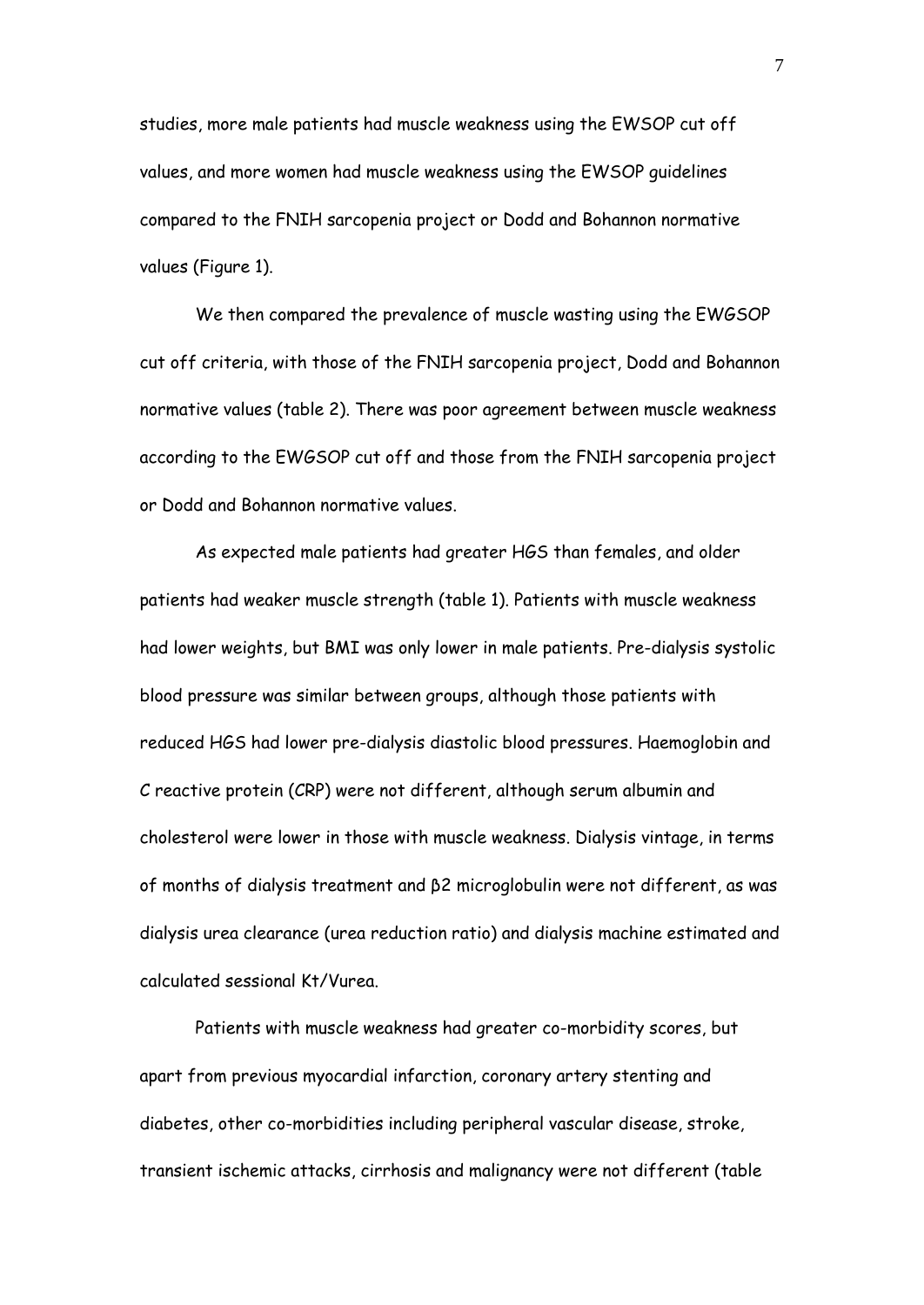studies, more male patients had muscle weakness using the EWSOP cut off values, and more women had muscle weakness using the EWSOP guidelines compared to the FNIH sarcopenia project or Dodd and Bohannon normative values (Figure 1).

We then compared the prevalence of muscle wasting using the EWGSOP cut off criteria, with those of the FNIH sarcopenia project, Dodd and Bohannon normative values (table 2). There was poor agreement between muscle weakness according to the EWGSOP cut off and those from the FNIH sarcopenia project or Dodd and Bohannon normative values.

As expected male patients had greater HGS than females, and older patients had weaker muscle strength (table 1). Patients with muscle weakness had lower weights, but BMI was only lower in male patients. Pre-dialysis systolic blood pressure was similar between groups, although those patients with reduced HGS had lower pre-dialysis diastolic blood pressures. Haemoglobin and C reactive protein (CRP) were not different, although serum albumin and cholesterol were lower in those with muscle weakness. Dialysis vintage, in terms of months of dialysis treatment and β2 microglobulin were not different, as was dialysis urea clearance (urea reduction ratio) and dialysis machine estimated and calculated sessional Kt/Vurea.

Patients with muscle weakness had greater co-morbidity scores, but apart from previous myocardial infarction, coronary artery stenting and diabetes, other co-morbidities including peripheral vascular disease, stroke, transient ischemic attacks, cirrhosis and malignancy were not different (table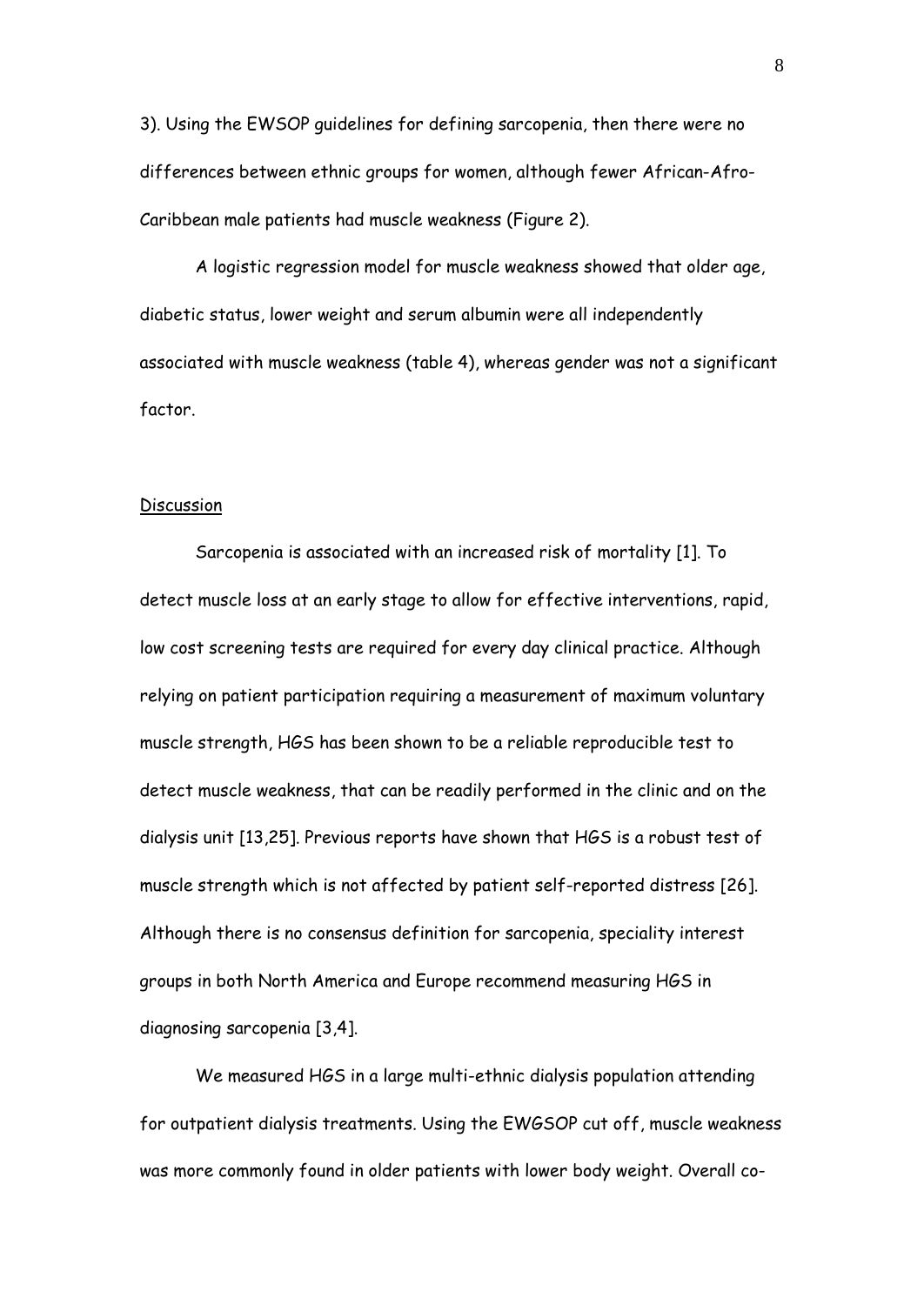3). Using the EWSOP guidelines for defining sarcopenia, then there were no differences between ethnic groups for women, although fewer African-Afro-Caribbean male patients had muscle weakness (Figure 2).

A logistic regression model for muscle weakness showed that older age, diabetic status, lower weight and serum albumin were all independently associated with muscle weakness (table 4), whereas gender was not a significant factor.

## Discussion

Sarcopenia is associated with an increased risk of mortality [1]. To detect muscle loss at an early stage to allow for effective interventions, rapid, low cost screening tests are required for every day clinical practice. Although relying on patient participation requiring a measurement of maximum voluntary muscle strength, HGS has been shown to be a reliable reproducible test to detect muscle weakness, that can be readily performed in the clinic and on the dialysis unit [13,25]. Previous reports have shown that HGS is a robust test of muscle strength which is not affected by patient self-reported distress [26]. Although there is no consensus definition for sarcopenia, speciality interest groups in both North America and Europe recommend measuring HGS in diagnosing sarcopenia [3,4].

We measured HGS in a large multi-ethnic dialysis population attending for outpatient dialysis treatments. Using the EWGSOP cut off, muscle weakness was more commonly found in older patients with lower body weight. Overall co-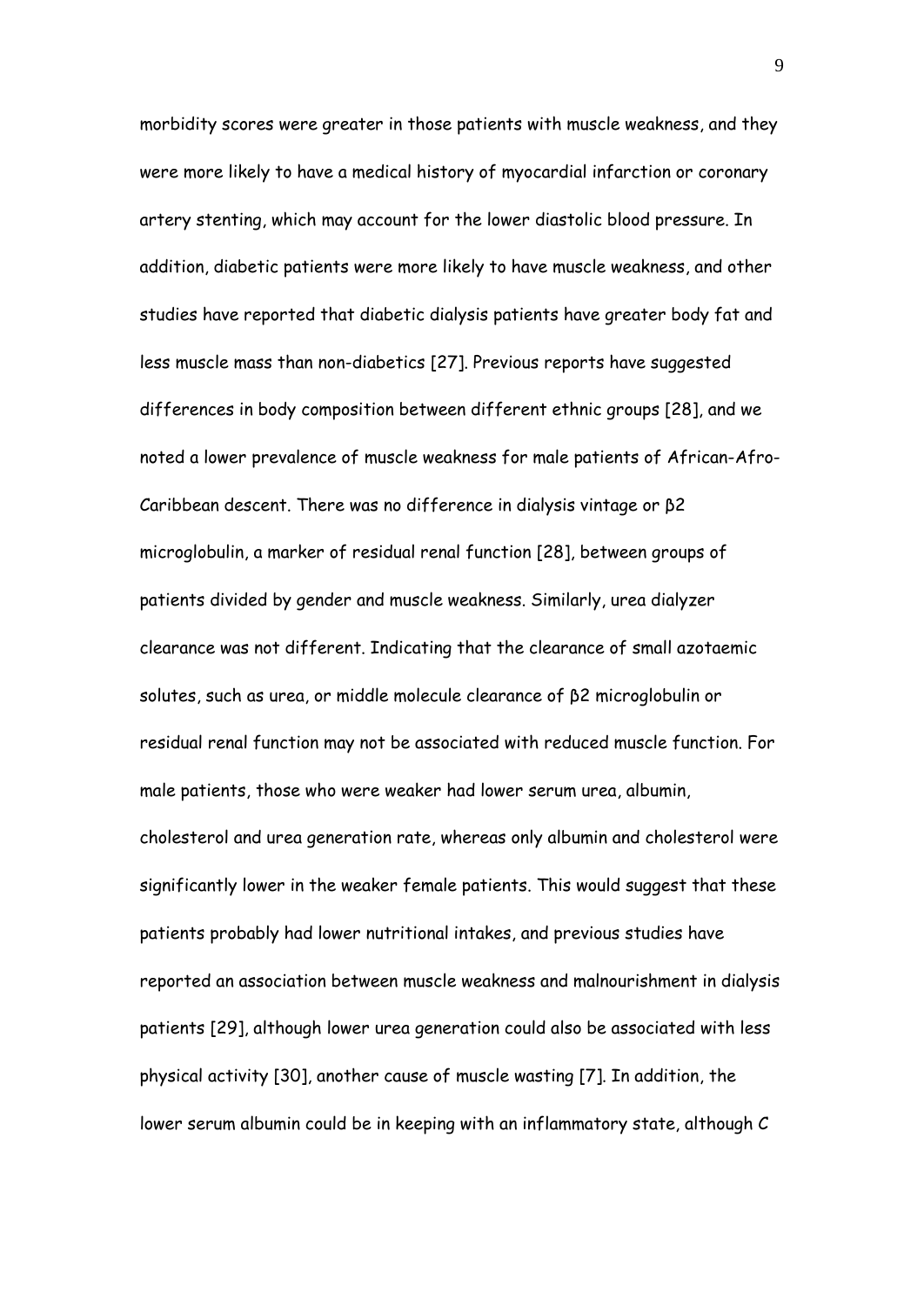morbidity scores were greater in those patients with muscle weakness, and they were more likely to have a medical history of myocardial infarction or coronary artery stenting, which may account for the lower diastolic blood pressure. In addition, diabetic patients were more likely to have muscle weakness, and other studies have reported that diabetic dialysis patients have greater body fat and less muscle mass than non-diabetics [27]. Previous reports have suggested differences in body composition between different ethnic groups [28], and we noted a lower prevalence of muscle weakness for male patients of African-Afro-Caribbean descent. There was no difference in dialysis vintage or β2 microglobulin, a marker of residual renal function [28], between groups of patients divided by gender and muscle weakness. Similarly, urea dialyzer clearance was not different. Indicating that the clearance of small azotaemic solutes, such as urea, or middle molecule clearance of β2 microglobulin or residual renal function may not be associated with reduced muscle function. For male patients, those who were weaker had lower serum urea, albumin, cholesterol and urea generation rate, whereas only albumin and cholesterol were significantly lower in the weaker female patients. This would suggest that these patients probably had lower nutritional intakes, and previous studies have reported an association between muscle weakness and malnourishment in dialysis patients [29], although lower urea generation could also be associated with less physical activity [30], another cause of muscle wasting [7]. In addition, the lower serum albumin could be in keeping with an inflammatory state, although C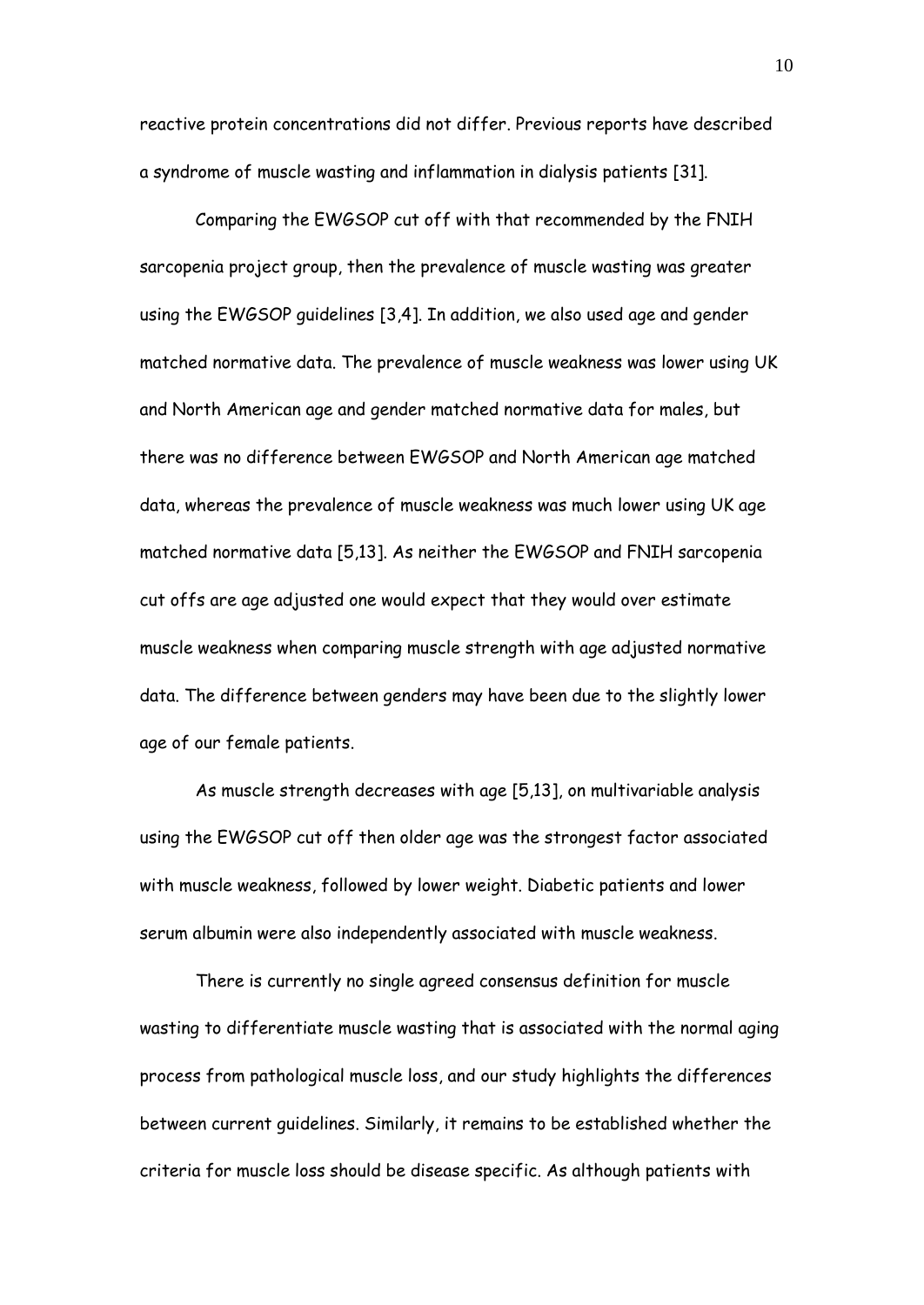reactive protein concentrations did not differ. Previous reports have described a syndrome of muscle wasting and inflammation in dialysis patients [31].

Comparing the EWGSOP cut off with that recommended by the FNIH sarcopenia project group, then the prevalence of muscle wasting was greater using the EWGSOP guidelines [3,4]. In addition, we also used age and gender matched normative data. The prevalence of muscle weakness was lower using UK and North American age and gender matched normative data for males, but there was no difference between EWGSOP and North American age matched data, whereas the prevalence of muscle weakness was much lower using UK age matched normative data [5,13]. As neither the EWGSOP and FNIH sarcopenia cut offs are age adjusted one would expect that they would over estimate muscle weakness when comparing muscle strength with age adjusted normative data. The difference between genders may have been due to the slightly lower age of our female patients.

As muscle strength decreases with age [5,13], on multivariable analysis using the EWGSOP cut off then older age was the strongest factor associated with muscle weakness, followed by lower weight. Diabetic patients and lower serum albumin were also independently associated with muscle weakness.

There is currently no single agreed consensus definition for muscle wasting to differentiate muscle wasting that is associated with the normal aging process from pathological muscle loss, and our study highlights the differences between current guidelines. Similarly, it remains to be established whether the criteria for muscle loss should be disease specific. As although patients with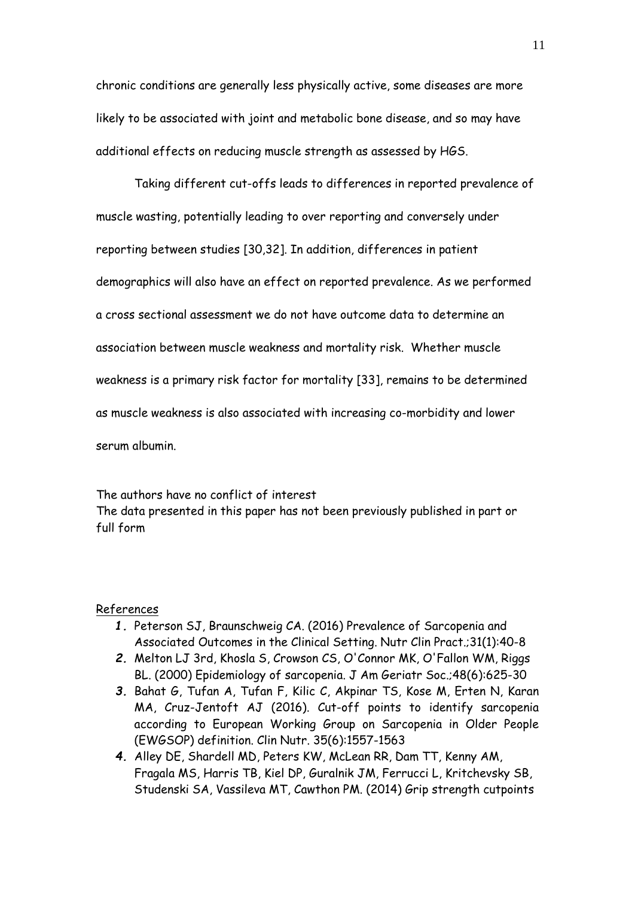chronic conditions are generally less physically active, some diseases are more likely to be associated with joint and metabolic bone disease, and so may have additional effects on reducing muscle strength as assessed by HGS.

Taking different cut-offs leads to differences in reported prevalence of muscle wasting, potentially leading to over reporting and conversely under reporting between studies [30,32]. In addition, differences in patient demographics will also have an effect on reported prevalence. As we performed a cross sectional assessment we do not have outcome data to determine an association between muscle weakness and mortality risk. Whether muscle weakness is a primary risk factor for mortality [33], remains to be determined as muscle weakness is also associated with increasing co-morbidity and lower serum albumin.

The authors have no conflict of interest
The data presented in this paper has not been previously published in part or full form

References

1. Peterson SJ, Braunschweig CA. (2016) Prevalence of Sarcopenia and Associated Outcomes in the Clinical Setting. Nutr Clin Pract.;31(1):40-8
2. Melton LJ 3rd, Khosla S, Crowson CS, O'Connor MK, O'Fallon WM, Riggs BL. (2000) Epidemiology of sarcopenia. J Am Geriatr Soc.;48(6):625-30
3. Bahat G, Tufan A, Tufan F, Kilic C, Akpinar TS, Kose M, Erten N, Karan MA, Cruz-Jentoft AJ (2016). Cut-off points to identify sarcopenia according to European Working Group on Sarcopenia in Older People (EWGSOP) definition. Clin Nutr. 35(6):1557-1563
4. Alley DE, Shardell MD, Peters KW, McLean RR, Dam TT, Kenny AM, Fragala MS, Harris TB, Kiel DP, Guralnik JM, Ferrucci L, Kritchevsky SB, Studenski SA, Vassileva MT, Cawthon PM. (2014) Grip strength cutpoints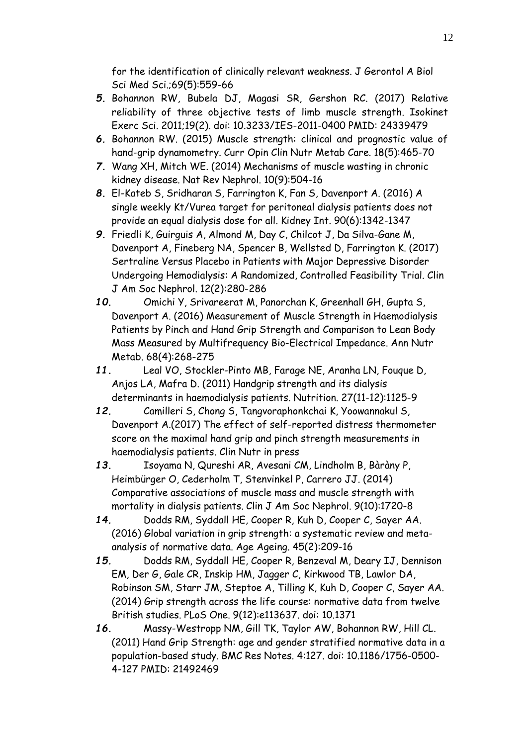for the identification of clinically relevant weakness. J Gerontol A Biol Sci Med Sci.;69(5):559-66

5. Bohannon RW, Bubela DJ, Magasi SR, Gershon RC. (2017) Relative reliability of three objective tests of limb muscle strength. Isokinet Exerc Sci. 2011;19(2). doi: 10.3233/IES-2011-0400 PMID: 24339479
6. Bohannon RW. (2015) Muscle strength: clinical and prognostic value of hand-grip dynamometry. Curr Opin Clin Nutr Metab Care. 18(5):465-70
7. Wang XH, Mitch WE. (2014) Mechanisms of muscle wasting in chronic kidney disease. Nat Rev Nephrol. 10(9):504-16
8. El-Kateb S, Sridharan S, Farrington K, Fan S, Davenport A. (2016) A single weekly Kt/Vurea target for peritoneal dialysis patients does not provide an equal dialysis dose for all. Kidney Int. 90(6):1342-1347
9. Friedli K, Guirguis A, Almond M, Day C, Chilcot J, Da Silva-Gane M, Davenport A, Fineberg NA, Spencer B, Wellsted D, Farrington K. (2017) Sertraline Versus Placebo in Patients with Major Depressive Disorder Undergoing Hemodialysis: A Randomized, Controlled Feasibility Trial. Clin J Am Soc Nephrol. 12(2):280-286
10. Omichi Y, Srivareerat M, Panorchan K, Greenhall GH, Gupta S, Davenport A. (2016) Measurement of Muscle Strength in Haemodialysis Patients by Pinch and Hand Grip Strength and Comparison to Lean Body Mass Measured by Multifrequency Bio-Electrical Impedance. Ann Nutr Metab. 68(4):268-275
11. Leal VO, Stockler-Pinto MB, Farage NE, Aranha LN, Fouque D, Anjos LA, Mafra D. (2011) Handgrip strength and its dialysis determinants in haemodialysis patients. Nutrition. 27(11-12):1125-9
12. Camilleri S, Chong S, Tangvoraphonkchai K, Yoowannakul S, Davenport A.(2017) The effect of self-reported distress thermometer score on the maximal hand grip and pinch strength measurements in haemodialysis patients. Clin Nutr in press
13. Isoyama N, Qureshi AR, Avesani CM, Lindholm B, Bàràny P, Heimbürger O, Cederholm T, Stenvinkel P, Carrero JJ. (2014) Comparative associations of muscle mass and muscle strength with mortality in dialysis patients. Clin J Am Soc Nephrol. 9(10):1720-8
14. Dodds RM, Syddall HE, Cooper R, Kuh D, Cooper C, Sayer AA. (2016) Global variation in grip strength: a systematic review and meta-analysis of normative data. Age Ageing. 45(2):209-16
15. Dodds RM, Syddall HE, Cooper R, Benzeval M, Deary IJ, Dennison EM, Der G, Gale CR, Inskip HM, Jagger C, Kirkwood TB, Lawlor DA, Robinson SM, Starr JM, Steptoe A, Tilling K, Kuh D, Cooper C, Sayer AA. (2014) Grip strength across the life course: normative data from twelve British studies. PLoS One. 9(12):e113637. doi: 10.1371
16. Massy-Westropp NM, Gill TK, Taylor AW, Bohannon RW, Hill CL. (2011) Hand Grip Strength: age and gender stratified normative data in a population-based study. BMC Res Notes. 4:127. doi: 10.1186/1756-0500-4-127 PMID: 21492469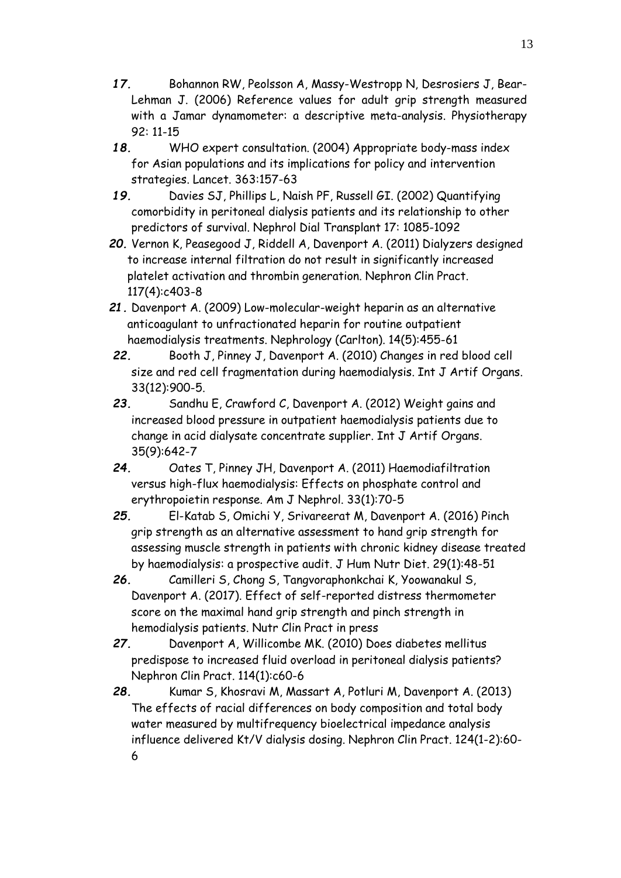17. Bohannon RW, Peolsson A, Massy-Westropp N, Desrosiers J, Bear-Lehman J. (2006) Reference values for adult grip strength measured with a Jamar dynamometer: a descriptive meta-analysis. Physiotherapy 92: 11-15
18. WHO expert consultation. (2004) Appropriate body-mass index for Asian populations and its implications for policy and intervention strategies. Lancet. 363:157-63
19. Davies SJ, Phillips L, Naish PF, Russell GI. (2002) Quantifying comorbidity in peritoneal dialysis patients and its relationship to other predictors of survival. Nephrol Dial Transplant 17: 1085-1092
20. Vernon K, Peasegood J, Riddell A, Davenport A. (2011) Dialyzers designed to increase internal filtration do not result in significantly increased platelet activation and thrombin generation. Nephron Clin Pract. 117(4):c403-8
21. Davenport A. (2009) Low-molecular-weight heparin as an alternative anticoagulant to unfractionated heparin for routine outpatient haemodialysis treatments. Nephrology (Carlton). 14(5):455-61
22. Booth J, Pinney J, Davenport A. (2010) Changes in red blood cell size and red cell fragmentation during haemodialysis. Int J Artif Organs. 33(12):900-5.
23. Sandhu E, Crawford C, Davenport A. (2012) Weight gains and increased blood pressure in outpatient haemodialysis patients due to change in acid dialysate concentrate supplier. Int J Artif Organs. 35(9):642-7
24. Oates T, Pinney JH, Davenport A. (2011) Haemodiafiltration versus high-flux haemodialysis: Effects on phosphate control and erythropoietin response. Am J Nephrol. 33(1):70-5
25. El-Katab S, Omichi Y, Srivareerat M, Davenport A. (2016) Pinch grip strength as an alternative assessment to hand grip strength for assessing muscle strength in patients with chronic kidney disease treated by haemodialysis: a prospective audit. J Hum Nutr Diet. 29(1):48-51
26. Camilleri S, Chong S, Tangvoraphonkchai K, Yoowanakul S, Davenport A. (2017). Effect of self-reported distress thermometer score on the maximal hand grip strength and pinch strength in hemodialysis patients. Nutr Clin Pract in press
27. Davenport A, Willicombe MK. (2010) Does diabetes mellitus predispose to increased fluid overload in peritoneal dialysis patients? Nephron Clin Pract. 114(1):c60-6
28. Kumar S, Khosravi M, Massart A, Potluri M, Davenport A. (2013) The effects of racial differences on body composition and total body water measured by multifrequency bioelectrical impedance analysis influence delivered Kt/V dialysis dosing. Nephron Clin Pract. 124(1-2):60-6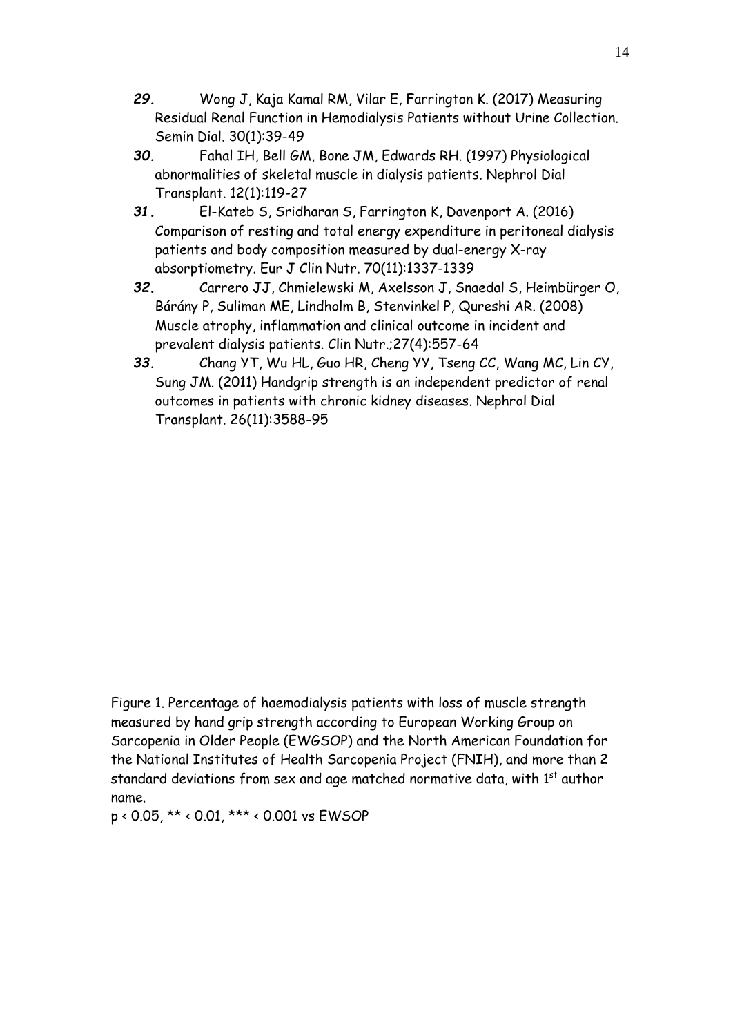***29.*** Wong J, Kaja Kamal RM, Vilar E, Farrington K. (2017) Measuring Residual Renal Function in Hemodialysis Patients without Urine Collection. Semin Dial. 30(1):39-49

***30.*** Fahal IH, Bell GM, Bone JM, Edwards RH. (1997) Physiological abnormalities of skeletal muscle in dialysis patients. Nephrol Dial Transplant. 12(1):119-27

***31.*** El-Kateb S, Sridharan S, Farrington K, Davenport A. (2016) Comparison of resting and total energy expenditure in peritoneal dialysis patients and body composition measured by dual-energy X-ray absorptiometry. Eur J Clin Nutr. 70(11):1337-1339

***32.*** Carrero JJ, Chmielewski M, Axelsson J, Snaedal S, Heimbürger O, Bárány P, Suliman ME, Lindholm B, Stenvinkel P, Qureshi AR. (2008) Muscle atrophy, inflammation and clinical outcome in incident and prevalent dialysis patients. Clin Nutr.;27(4):557-64

***33.*** Chang YT, Wu HL, Guo HR, Cheng YY, Tseng CC, Wang MC, Lin CY, Sung JM. (2011) Handgrip strength is an independent predictor of renal outcomes in patients with chronic kidney diseases. Nephrol Dial Transplant. 26(11):3588-95

Figure 1. Percentage of haemodialysis patients with loss of muscle strength measured by hand grip strength according to European Working Group on Sarcopenia in Older People (EWGSOP) and the North American Foundation for the National Institutes of Health Sarcopenia Project (FNIH), and more than 2 standard deviations from sex and age matched normative data, with 1st author name.

p < 0.05, ** < 0.01, *** < 0.001 vs EWSOP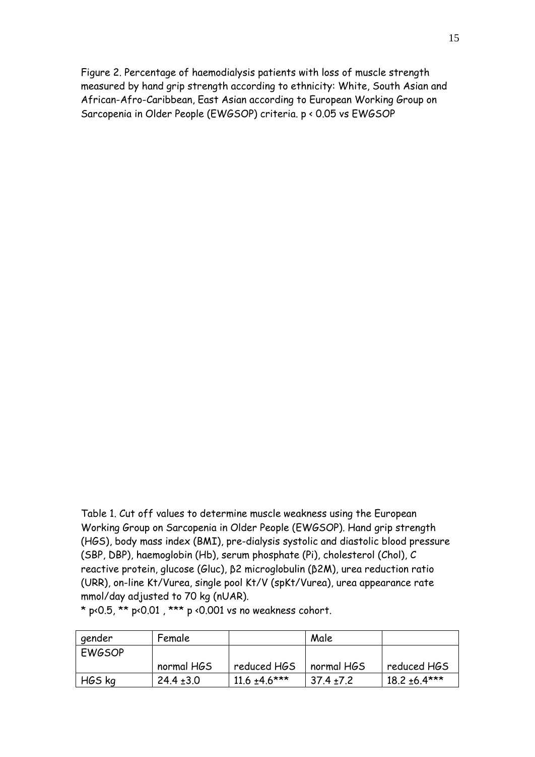Figure 2. Percentage of haemodialysis patients with loss of muscle strength measured by hand grip strength according to ethnicity: White, South Asian and African-Afro-Caribbean, East Asian according to European Working Group on Sarcopenia in Older People (EWGSOP) criteria. $p < 0.05$ vs EWGSOP

Table 1. Cut off values to determine muscle weakness using the European Working Group on Sarcopenia in Older People (EWGSOP). Hand grip strength (HGS), body mass index (BMI), pre-dialysis systolic and diastolic blood pressure (SBP, DBP), haemoglobin (Hb), serum phosphate (Pi), cholesterol (Chol), C reactive protein, glucose (Gluc), β2 microglobulin (β2M), urea reduction ratio (URR), on-line Kt/Vurea, single pool Kt/V (spKt/Vurea), urea appearance rate mmol/day adjusted to 70 kg (nUAR).
* $p<0.5$, ** $p<0.01$ , *** $p<0.001$ vs no weakness cohort.

| gender | Female | | Male | |
|---|---|---|---|---|
| EWGSOP | normal HGS | reduced HGS | normal HGS | reduced HGS |
| HGS kg | 24.4 ±3.0 | 11.6 ±4.6*** | 37.4 ±7.2 | 18.2 ±6.4*** |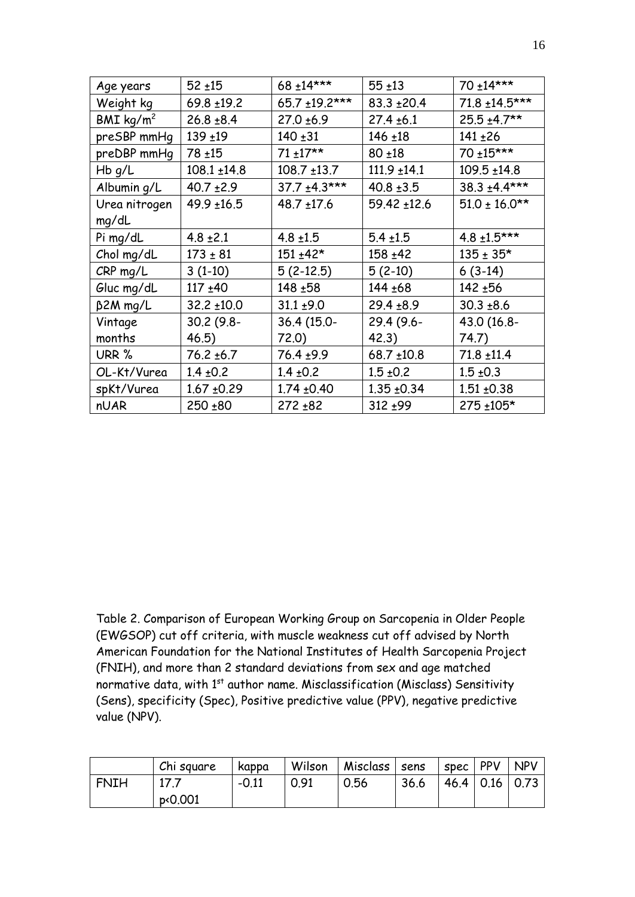| Age years | 52 ±15 | 68 ±14*** | 55 ±13 | 70 ±14*** |
|---|---|---|---|---|
| Weight kg | 69.8 ±19.2 | 65.7 ±19.2*** | 83.3 ±20.4 | 71.8 ±14.5*** |
| BMI kg/m$^2$ | 26.8 ±8.4 | 27.0 ±6.9 | 27.4 ±6.1 | 25.5 ±4.7** |
| preSBP mmHg | 139 ±19 | 140 ±31 | 146 ±18 | 141 ±26 |
| preDBP mmHg | 78 ±15 | 71 ±17** | 80 ±18 | 70 ±15*** |
| Hb g/L | 108.1 ±14.8 | 108.7 ±13.7 | 111.9 ±14.1 | 109.5 ±14.8 |
| Albumin g/L | 40.7 ±2.9 | 37.7 ±4.3*** | 40.8 ±3.5 | 38.3 ±4.4*** |
| Urea nitrogen mg/dL | 49.9 ±16.5 | 48.7 ±17.6 | 59.42 ±12.6 | 51.0 ± 16.0** |
| Pi mg/dL | 4.8 ±2.1 | 4.8 ±1.5 | 5.4 ±1.5 | 4.8 ±1.5*** |
| Chol mg/dL | 173 ± 81 | 151 ±42* | 158 ±42 | 135 ± 35* |
| CRP mg/L | 3 (1-10) | 5 (2-12.5) | 5 (2-10) | 6 (3-14) |
| Gluc mg/dL | 117 ±40 | 148 ±58 | 144 ±68 | 142 ±56 |
| β2M mg/L | 32.2 ±10.0 | 31.1 ±9.0 | 29.4 ±8.9 | 30.3 ±8.6 |
| Vintage months | 30.2 (9.8-46.5) | 36.4 (15.0-72.0) | 29.4 (9.6-42.3) | 43.0 (16.8-74.7) |
| URR % | 76.2 ±6.7 | 76.4 ±9.9 | 68.7 ±10.8 | 71.8 ±11.4 |
| OL-Kt/Vurea | 1.4 ±0.2 | 1.4 ±0.2 | 1.5 ±0.2 | 1.5 ±0.3 |
| spKt/Vurea | 1.67 ±0.29 | 1.74 ±0.40 | 1.35 ±0.34 | 1.51 ±0.38 |
| nUAR | 250 ±80 | 272 ±82 | 312 ±99 | 275 ±105* |

Table 2. Comparison of European Working Group on Sarcopenia in Older People (EWGSOP) cut off criteria, with muscle weakness cut off advised by North American Foundation for the National Institutes of Health Sarcopenia Project (FNIH), and more than 2 standard deviations from sex and age matched normative data, with 1st author name. Misclassification (Misclass) Sensitivity (Sens), specificity (Spec), Positive predictive value (PPV), negative predictive value (NPV).

| | Chi square | kappa | Wilson | Misclass | sens | spec | PPV | NPV |
|---|---|---|---|---|---|---|---|---|
| FNIH | 17.7 p<0.001 | -0.11 | 0.91 | 0.56 | 36.6 | 46.4 | 0.16 | 0.73 |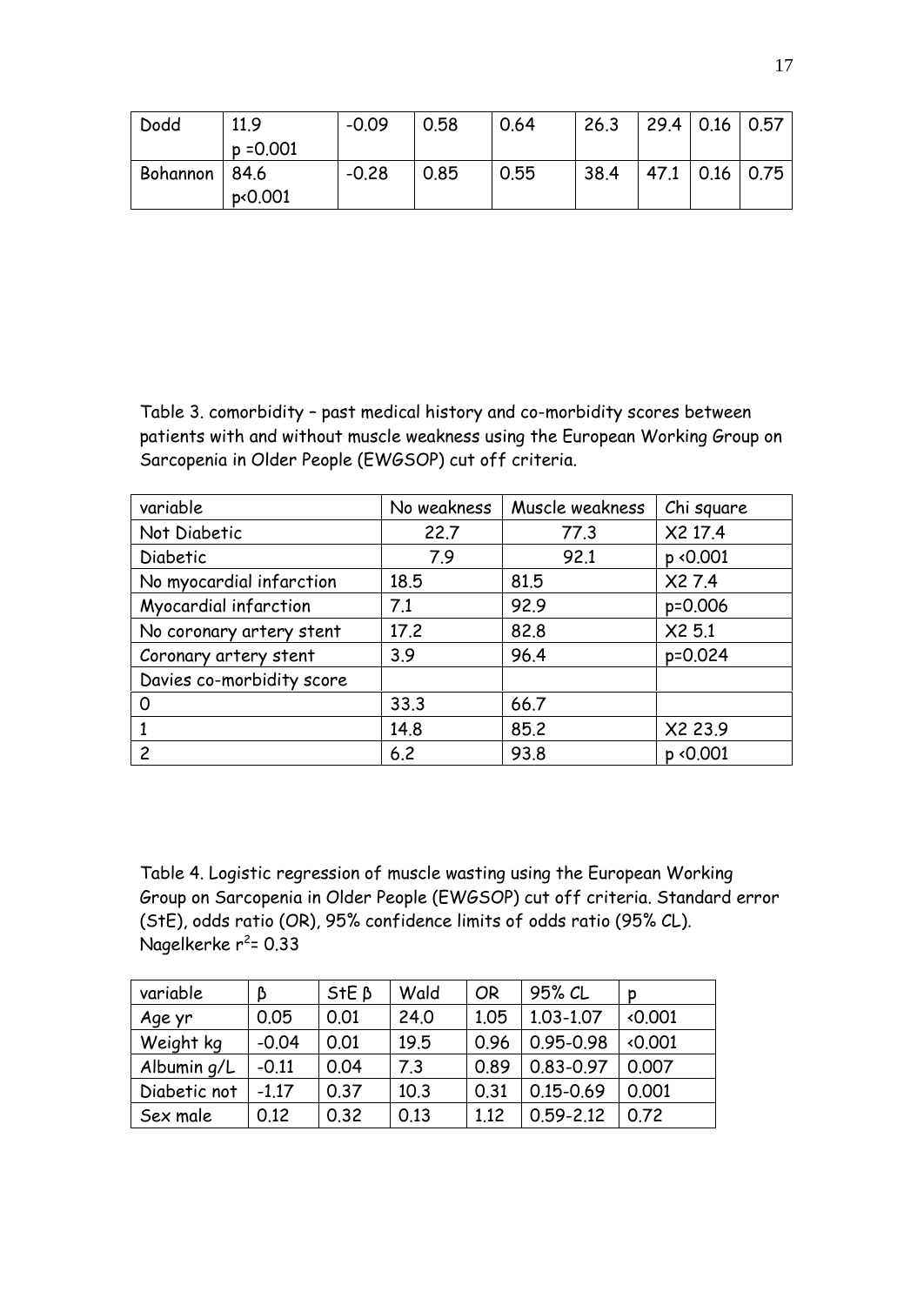| | | | | | | | | |
|---|---|---|---|---|---|---|---|---|
| Dodd | 11.9 $p = 0.001$ | -0.09 | 0.58 | 0.64 | 26.3 | 29.4 | 0.16 | 0.57 |
| Bohannon | 84.6 $p < 0.001$ | -0.28 | 0.85 | 0.55 | 38.4 | 47.1 | 0.16 | 0.75 |

Table 3. comorbidity – past medical history and co-morbidity scores between patients with and without muscle weakness using the European Working Group on Sarcopenia in Older People (EWGSOP) cut off criteria.

| variable | No weakness | Muscle weakness | Chi square |
|---|---|---|---|
| Not Diabetic | 22.7 | 77.3 | X2 17.4 |
| Diabetic | 7.9 | 92.1 | $p < 0.001$ |
| No myocardial infarction | 18.5 | 81.5 | X2 7.4 |
| Myocardial infarction | 7.1 | 92.9 | $p = 0.006$ |
| No coronary artery stent | 17.2 | 82.8 | X2 5.1 |
| Coronary artery stent | 3.9 | 96.4 | $p = 0.024$ |
| Davies co-morbidity score | | | |
| 0 | 33.3 | 66.7 | |
| 1 | 14.8 | 85.2 | X2 23.9 |
| 2 | 6.2 | 93.8 | $p < 0.001$ |

Table 4. Logistic regression of muscle wasting using the European Working Group on Sarcopenia in Older People (EWGSOP) cut off criteria. Standard error (StE), odds ratio (OR), 95% confidence limits of odds ratio (95% CL). Nagelkerke $r^2 = 0.33$

| variable | β | StE β | Wald | OR | 95% CL | p |
|---|---|---|---|---|---|---|
| Age yr | 0.05 | 0.01 | 24.0 | 1.05 | 1.03-1.07 | <0.001 |
| Weight kg | -0.04 | 0.01 | 19.5 | 0.96 | 0.95-0.98 | <0.001 |
| Albumin g/L | -0.11 | 0.04 | 7.3 | 0.89 | 0.83-0.97 | 0.007 |
| Diabetic not | -1.17 | 0.37 | 10.3 | 0.31 | 0.15-0.69 | 0.001 |
| Sex male | 0.12 | 0.32 | 0.13 | 1.12 | 0.59-2.12 | 0.72 |